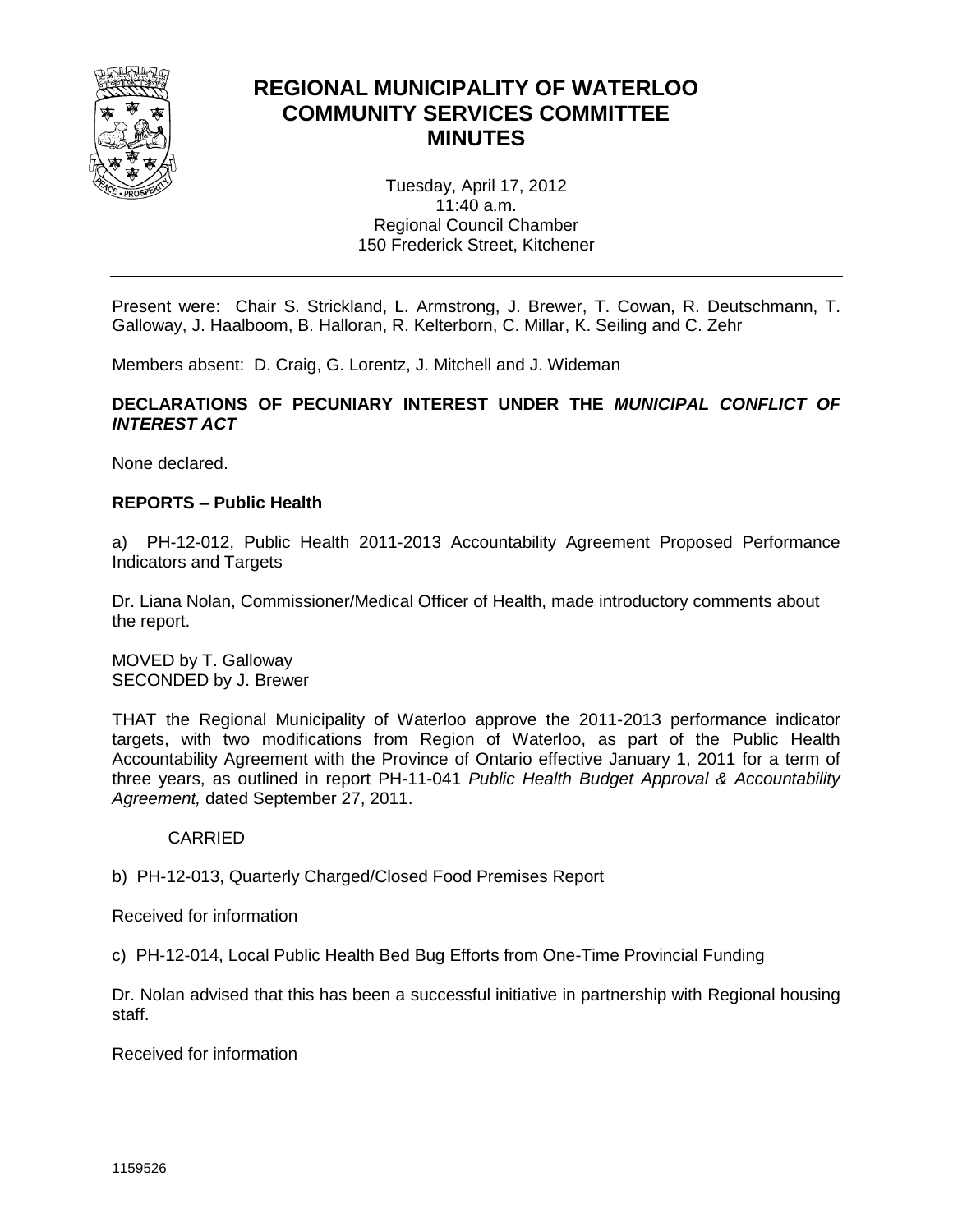# REGIONAL MUNICIPALITY OF WATERLOO
# COMMUNITY SERVICES COMMITTEE
# MINUTES

Tuesday, April 17, 2012
11:40 a.m.
Regional Council Chamber
150 Frederick Street, Kitchener

---

Present were: Chair S. Strickland, L. Armstrong, J. Brewer, T. Cowan, R. Deutschmann, T. Galloway, J. Haalboom, B. Halloran, R. Kelterborn, C. Millar, K. Seiling and C. Zehr

Members absent: D. Craig, G. Lorentz, J. Mitchell and J. Wideman

**DECLARATIONS OF PECUNIARY INTEREST UNDER THE *MUNICIPAL CONFLICT OF INTEREST ACT***

None declared.

**REPORTS – Public Health**

a) PH-12-012, Public Health 2011-2013 Accountability Agreement Proposed Performance Indicators and Targets

Dr. Liana Nolan, Commissioner/Medical Officer of Health, made introductory comments about the report.

MOVED by T. Galloway
SECONDED by J. Brewer

THAT the Regional Municipality of Waterloo approve the 2011-2013 performance indicator targets, with two modifications from Region of Waterloo, as part of the Public Health Accountability Agreement with the Province of Ontario effective January 1, 2011 for a term of three years, as outlined in report PH-11-041 *Public Health Budget Approval & Accountability Agreement,* dated September 27, 2011.

CARRIED

b) PH-12-013, Quarterly Charged/Closed Food Premises Report

Received for information

c) PH-12-014, Local Public Health Bed Bug Efforts from One-Time Provincial Funding

Dr. Nolan advised that this has been a successful initiative in partnership with Regional housing staff.

Received for information

1159526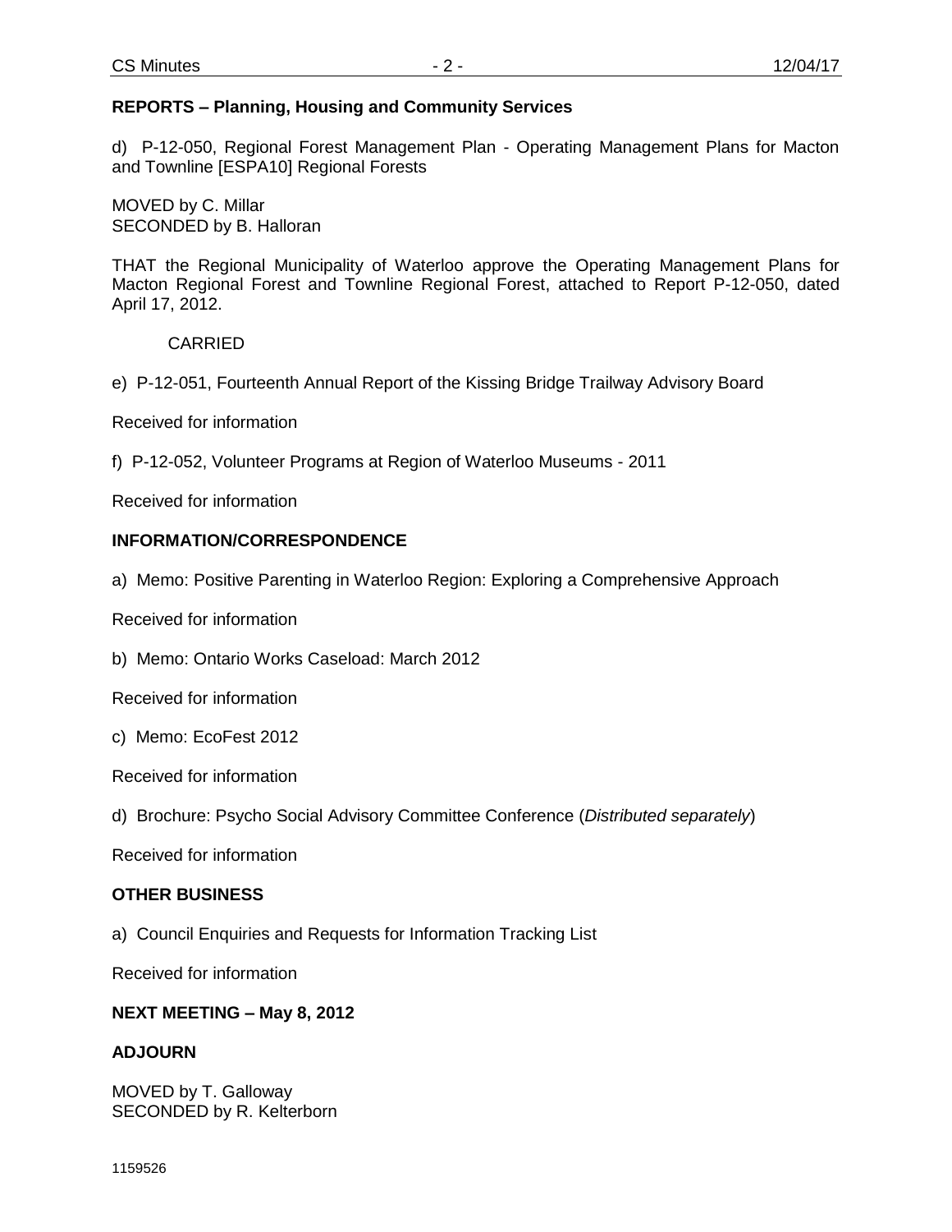**REPORTS – Planning, Housing and Community Services**

d) P-12-050, Regional Forest Management Plan - Operating Management Plans for Macton and Townline [ESPA10] Regional Forests

MOVED by C. Millar
SECONDED by B. Halloran

THAT the Regional Municipality of Waterloo approve the Operating Management Plans for Macton Regional Forest and Townline Regional Forest, attached to Report P-12-050, dated April 17, 2012.

CARRIED

e) P-12-051, Fourteenth Annual Report of the Kissing Bridge Trailway Advisory Board

Received for information

f) P-12-052, Volunteer Programs at Region of Waterloo Museums - 2011

Received for information

**INFORMATION/CORRESPONDENCE**

a) Memo: Positive Parenting in Waterloo Region: Exploring a Comprehensive Approach

Received for information

b) Memo: Ontario Works Caseload: March 2012

Received for information

c) Memo: EcoFest 2012

Received for information

d) Brochure: Psycho Social Advisory Committee Conference (*Distributed separately*)

Received for information

**OTHER BUSINESS**

a) Council Enquiries and Requests for Information Tracking List

Received for information

**NEXT MEETING – May 8, 2012**

**ADJOURN**

MOVED by T. Galloway
SECONDED by R. Kelterborn

1159526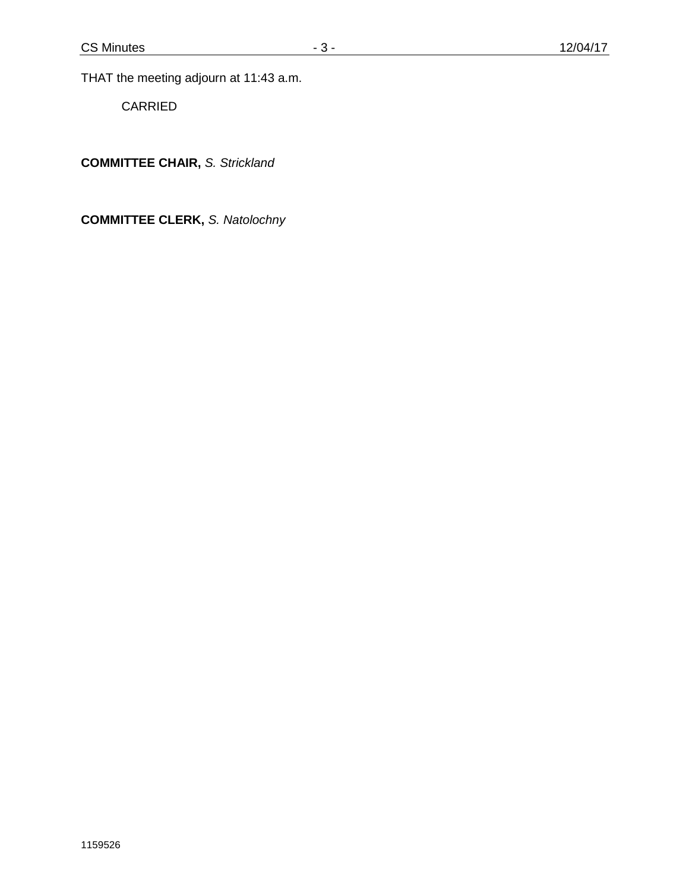THAT the meeting adjourn at 11:43 a.m.

CARRIED

**COMMITTEE CHAIR,** *S. Strickland*

**COMMITTEE CLERK,** *S. Natolochny*

1159526